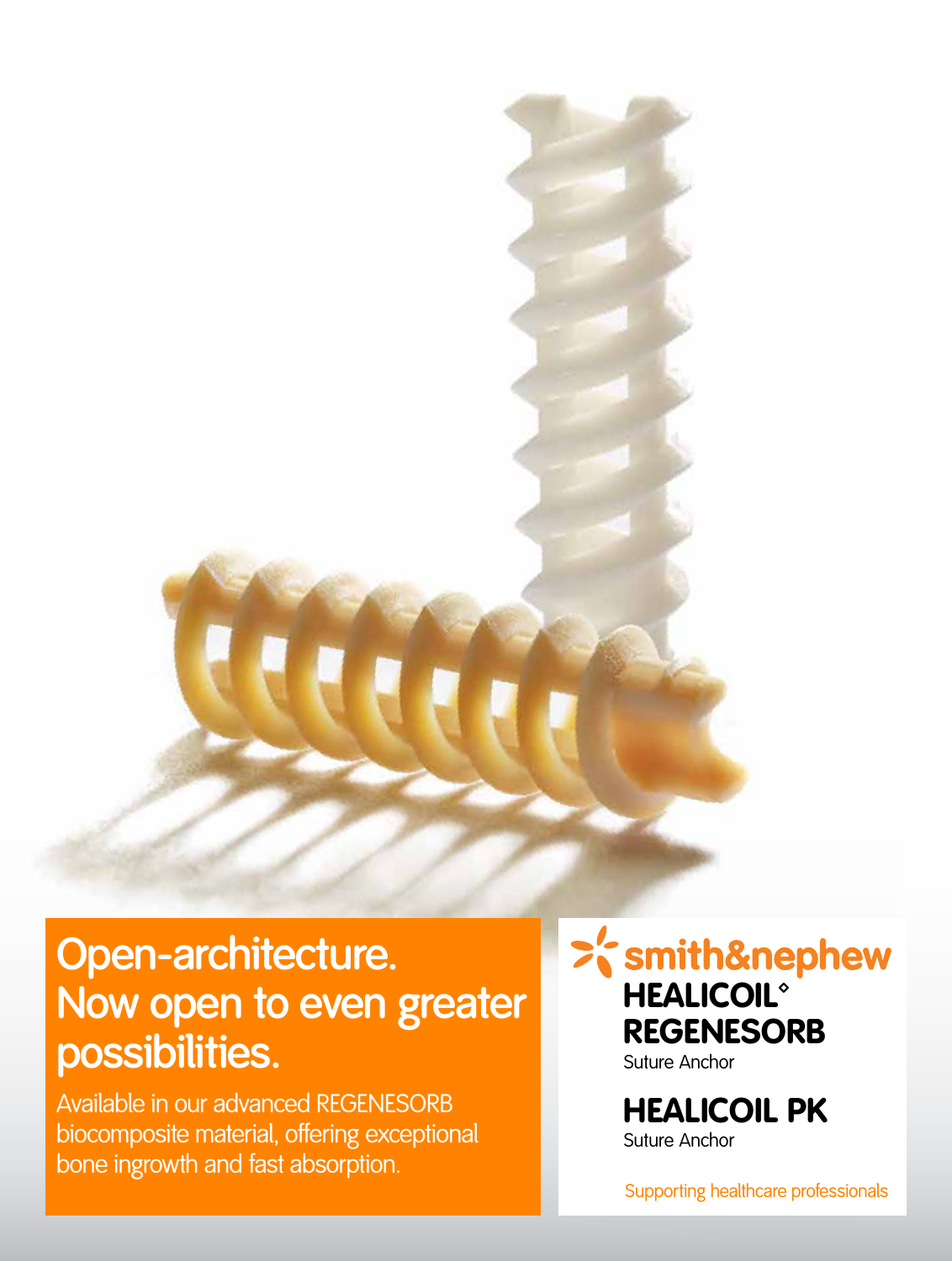# Open-architecture. Now open to even greater possibilities.

Available in our advanced REGENESORB biocomposite material, offering exceptional bone ingrowth and fast absorption.

smith&nephew

**HEALICOIL◊ REGENESORB**
Suture Anchor

**HEALICOIL PK**
Suture Anchor

Supporting healthcare professionals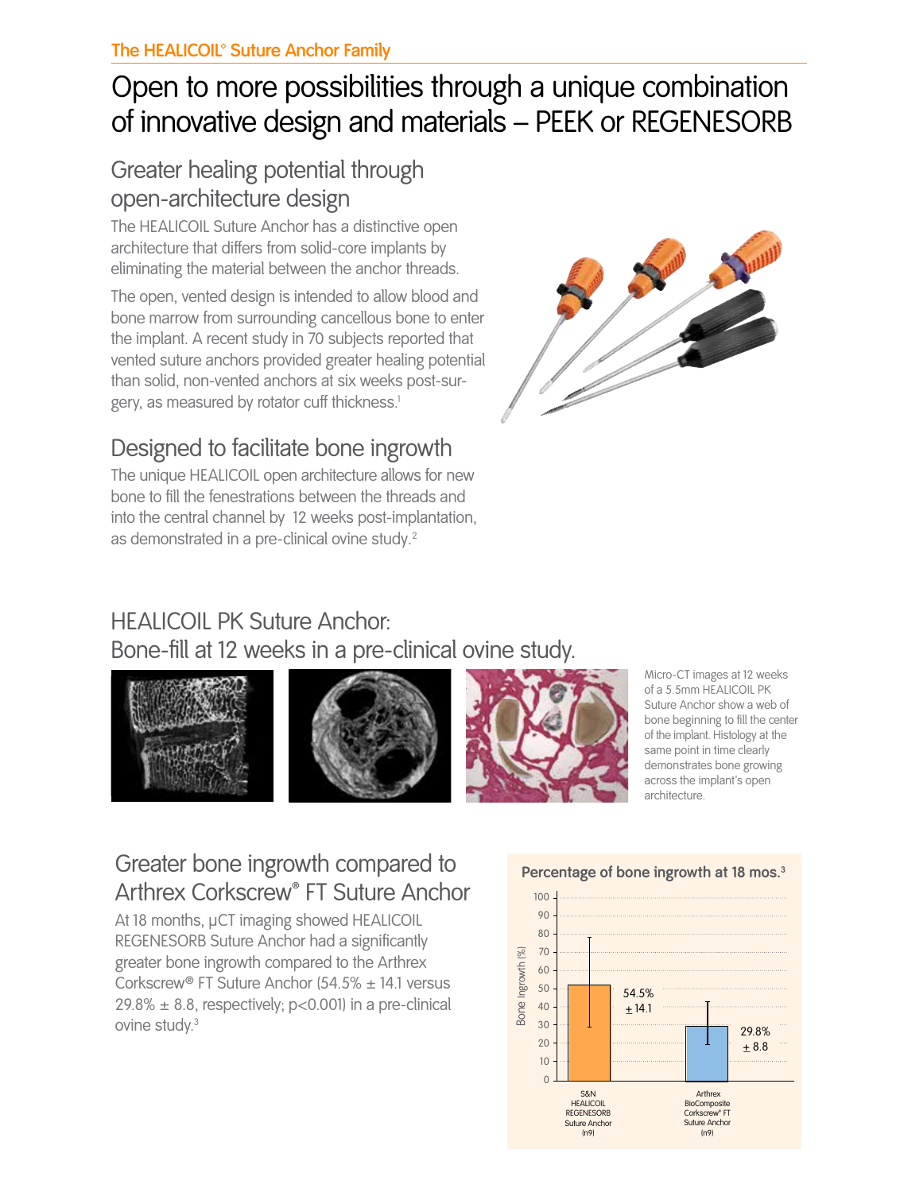The HEALICOIL® Suture Anchor Family

# Open to more possibilities through a unique combination of innovative design and materials – PEEK or REGENESORB

## Greater healing potential through open-architecture design

The HEALICOIL Suture Anchor has a distinctive open architecture that differs from solid-core implants by eliminating the material between the anchor threads.

The open, vented design is intended to allow blood and bone marrow from surrounding cancellous bone to enter the implant. A recent study in 70 subjects reported that vented suture anchors provided greater healing potential than solid, non-vented anchors at six weeks post-surgery, as measured by rotator cuff thickness.[1]

## Designed to facilitate bone ingrowth

The unique HEALICOIL open architecture allows for new bone to fill the fenestrations between the threads and into the central channel by 12 weeks post-implantation, as demonstrated in a pre-clinical ovine study.[2]

## HEALICOIL PK Suture Anchor: Bone-fill at 12 weeks in a pre-clinical ovine study.

Micro-CT images at 12 weeks of a 5.5mm HEALICOIL PK Suture Anchor show a web of bone beginning to fill the center of the implant. Histology at the same point in time clearly demonstrates bone growing across the implant's open architecture.

## Greater bone ingrowth compared to Arthrex Corkscrew® FT Suture Anchor

At 18 months, µCT imaging showed HEALICOIL REGENESORB Suture Anchor had a significantly greater bone ingrowth compared to the Arthrex Corkscrew® FT Suture Anchor (54.5% ± 14.1 versus 29.8% ± 8.8, respectively; $p<0.001$) in a pre-clinical ovine study.[3]

**Percentage of bone ingrowth at 18 mos.**[3]

| Anchor | Bone Ingrowth (%) |
| --- | --- |
| S&N HEALICOIL REGENESORB Suture Anchor (n9) | 54.5% ± 14.1 |
| Arthrex BioComposite Corkscrew® FT Suture Anchor (n9) | 29.8% ± 8.8 |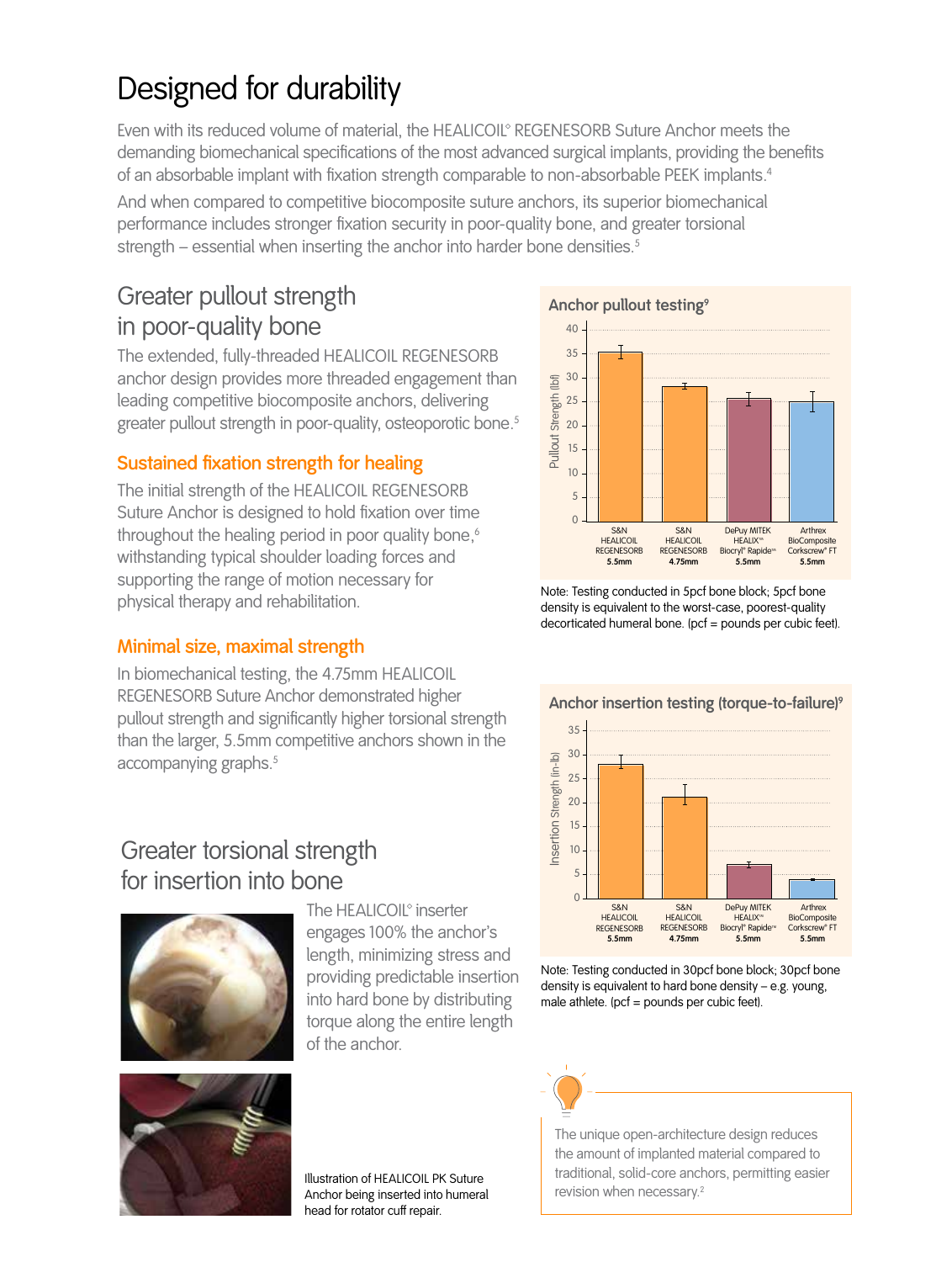# Designed for durability

Even with its reduced volume of material, the HEALICOIL◊ REGENESORB Suture Anchor meets the demanding biomechanical specifications of the most advanced surgical implants, providing the benefits of an absorbable implant with fixation strength comparable to non-absorbable PEEK implants.[4]

And when compared to competitive biocomposite suture anchors, its superior biomechanical performance includes stronger fixation security in poor-quality bone, and greater torsional strength – essential when inserting the anchor into harder bone densities.[5]

## Greater pullout strength in poor-quality bone

The extended, fully-threaded HEALICOIL REGENESORB anchor design provides more threaded engagement than leading competitive biocomposite anchors, delivering greater pullout strength in poor-quality, osteoporotic bone.[5]

### Sustained fixation strength for healing

The initial strength of the HEALICOIL REGENESORB Suture Anchor is designed to hold fixation over time throughout the healing period in poor quality bone,[6] withstanding typical shoulder loading forces and supporting the range of motion necessary for physical therapy and rehabilitation.

### Minimal size, maximal strength

In biomechanical testing, the 4.75mm HEALICOIL REGENESORB Suture Anchor demonstrated higher pullout strength and significantly higher torsional strength than the larger, 5.5mm competitive anchors shown in the accompanying graphs.[5]

**Anchor pullout testing[9]**

Pullout Strength (lbf)

| Anchor | Pullout Strength (lbf) (approx.) |
|---|---|
| S&N HEALICOIL REGENESORB **5.5mm** | ~35 |
| S&N HEALICOIL REGENESORB **4.75mm** | ~28 |
| DePuy MITEK HEALIX™ Biocryl® Rapide™ **5.5mm** | ~25.5 |
| Arthrex BioComposite Corkscrew® FT **5.5mm** | ~25 |

Note: Testing conducted in 5pcf bone block; 5pcf bone density is equivalent to the worst-case, poorest-quality decorticated humeral bone. (pcf = pounds per cubic feet).

**Anchor insertion testing (torque-to-failure)[9]**

Insertion Strength (in-lb)

| Anchor | Insertion Strength (in-lb) (approx.) |
|---|---|
| S&N HEALICOIL REGENESORB **5.5mm** | ~28 |
| S&N HEALICOIL REGENESORB **4.75mm** | ~21 |
| DePuy MITEK HEALIX™ Biocryl® Rapide™ **5.5mm** | ~7 |
| Arthrex BioComposite Corkscrew® FT **5.5mm** | ~4 |

Note: Testing conducted in 30pcf bone block; 30pcf bone density is equivalent to hard bone density – e.g. young, male athlete. (pcf = pounds per cubic feet).

## Greater torsional strength for insertion into bone

The HEALICOIL◊ inserter engages 100% the anchor's length, minimizing stress and providing predictable insertion into hard bone by distributing torque along the entire length of the anchor.

Illustration of HEALICOIL PK Suture Anchor being inserted into humeral head for rotator cuff repair.

The unique open-architecture design reduces the amount of implanted material compared to traditional, solid-core anchors, permitting easier revision when necessary.[2]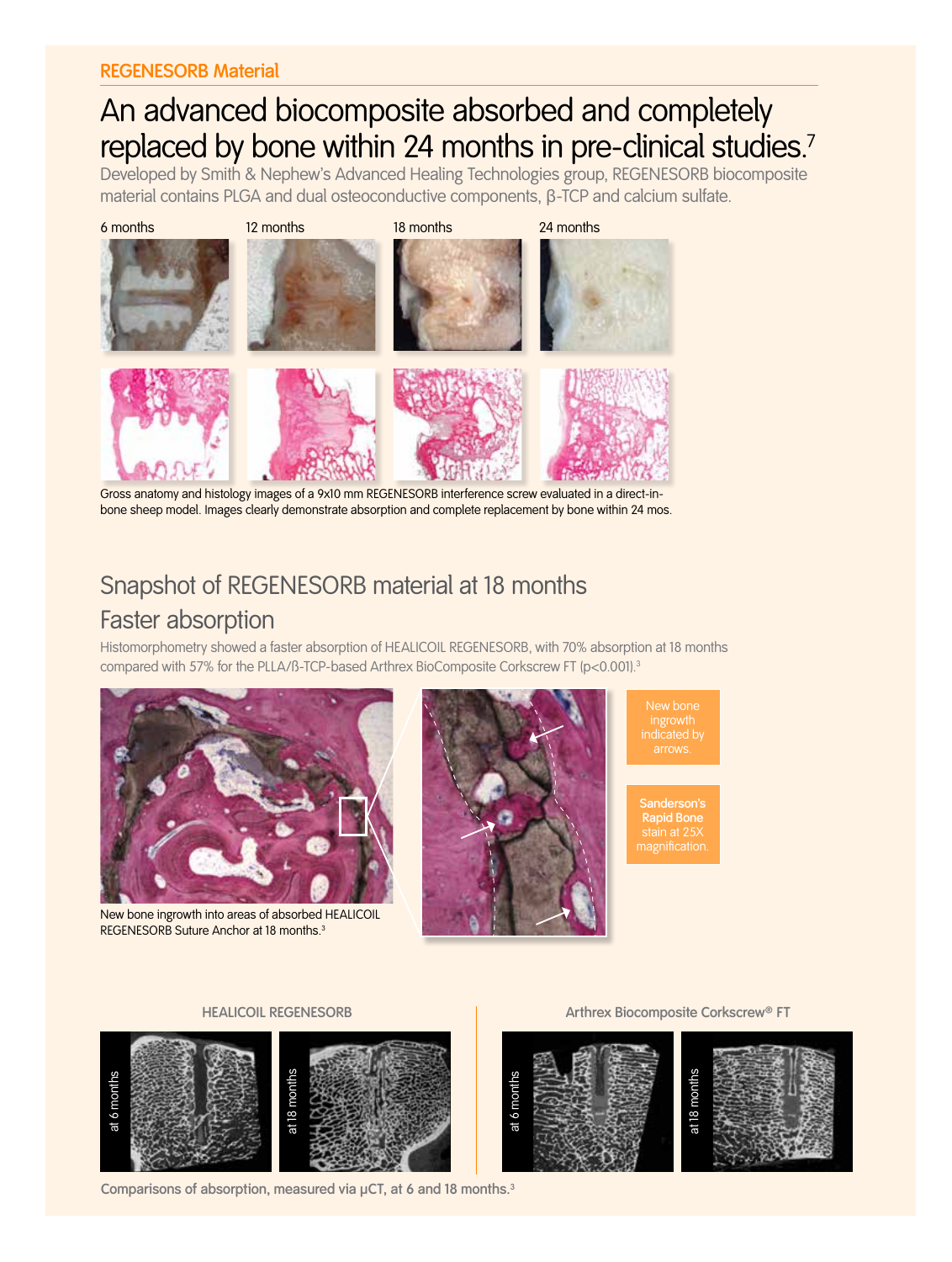REGENESORB Material

# An advanced biocomposite absorbed and completely replaced by bone within 24 months in pre-clinical studies.[7]

Developed by Smith & Nephew's Advanced Healing Technologies group, REGENESORB biocomposite material contains PLGA and dual osteoconductive components, β-TCP and calcium sulfate.

6 months | 12 months | 18 months | 24 months

Gross anatomy and histology images of a 9x10 mm REGENESORB interference screw evaluated in a direct-in-bone sheep model. Images clearly demonstrate absorption and complete replacement by bone within 24 mos.

## Snapshot of REGENESORB material at 18 months

## Faster absorption

Histomorphometry showed a faster absorption of HEALICOIL REGENESORB, with 70% absorption at 18 months compared with 57% for the PLLA/ß-TCP-based Arthrex BioComposite Corkscrew FT ($p<0.001$).[3]

New bone ingrowth into areas of absorbed HEALICOIL REGENESORB Suture Anchor at 18 months.[3]

New bone ingrowth indicated by arrows.

**Sanderson's Rapid Bone** stain at 25X magnification.

**HEALICOIL REGENESORB**

at 6 months | at 18 months

**Arthrex Biocomposite Corkscrew® FT**

at 6 months | at 18 months

Comparisons of absorption, measured via µCT, at 6 and 18 months.[3]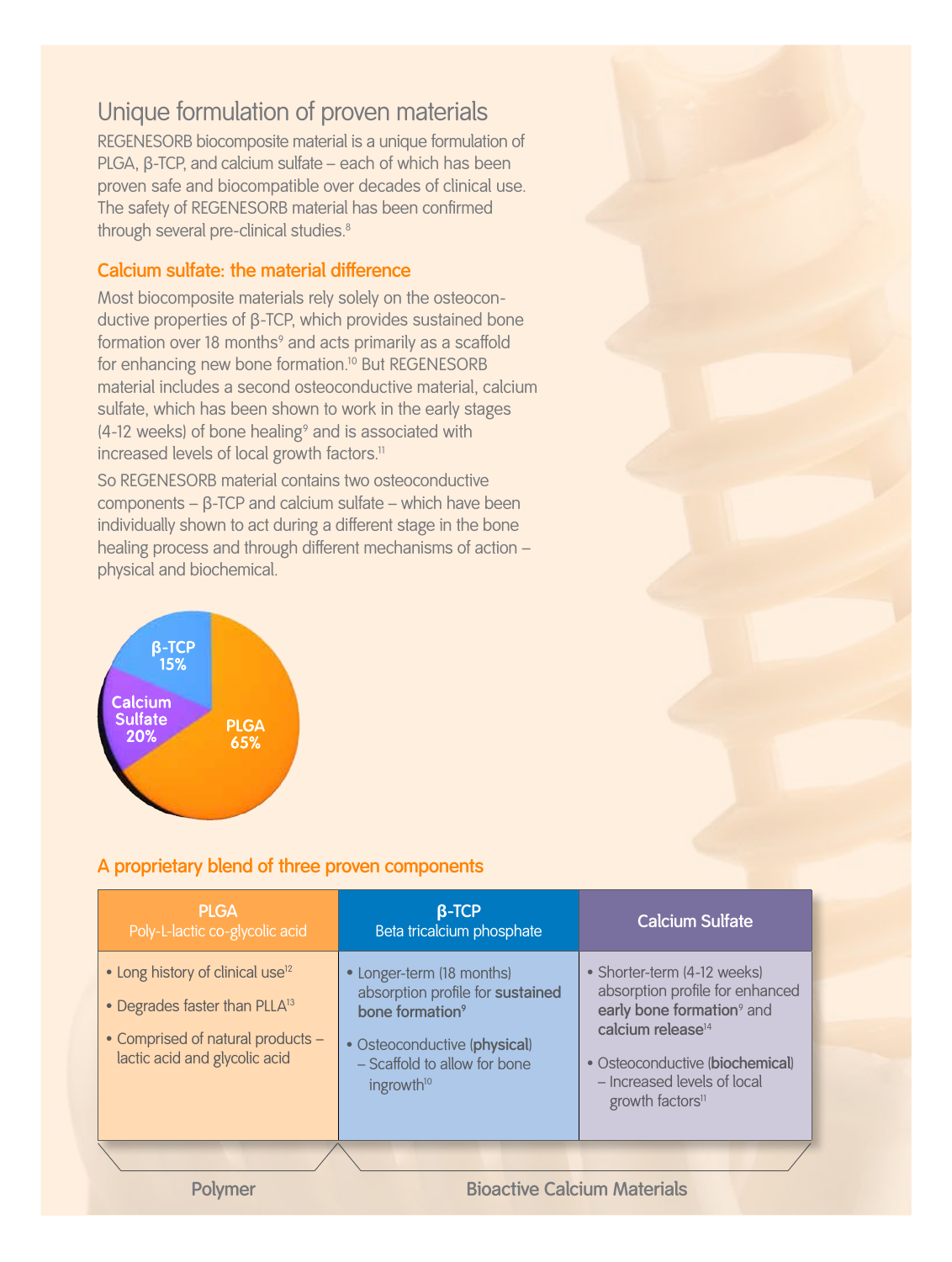## Unique formulation of proven materials

REGENESORB biocomposite material is a unique formulation of PLGA, β-TCP, and calcium sulfate – each of which has been proven safe and biocompatible over decades of clinical use. The safety of REGENESORB material has been confirmed through several pre-clinical studies.[8]

### Calcium sulfate: the material difference

Most biocomposite materials rely solely on the osteoconductive properties of β-TCP, which provides sustained bone formation over 18 months[9] and acts primarily as a scaffold for enhancing new bone formation.[10] But REGENESORB material includes a second osteoconductive material, calcium sulfate, which has been shown to work in the early stages (4-12 weeks) of bone healing[9] and is associated with increased levels of local growth factors.[11]

So REGENESORB material contains two osteoconductive components – β-TCP and calcium sulfate – which have been individually shown to act during a different stage in the bone healing process and through different mechanisms of action – physical and biochemical.

β-TCP 15%
Calcium Sulfate 20%
PLGA 65%

### A proprietary blend of three proven components

| PLGA<br>Poly-L-lactic co-glycolic acid | β-TCP<br>Beta tricalcium phosphate | Calcium Sulfate |
|---|---|---|
| • Long history of clinical use[12]<br>• Degrades faster than PLLA[13]<br>• Comprised of natural products – lactic acid and glycolic acid | • Longer-term (18 months) absorption profile for **sustained bone formation**[9]<br>• Osteoconductive (**physical**) – Scaffold to allow for bone ingrowth[10] | • Shorter-term (4-12 weeks) absorption profile for enhanced **early bone formation**[9] and **calcium release**[14]<br>• Osteoconductive (**biochemical**) – Increased levels of local growth factors[11] |
| Polymer | Bioactive Calcium Materials | |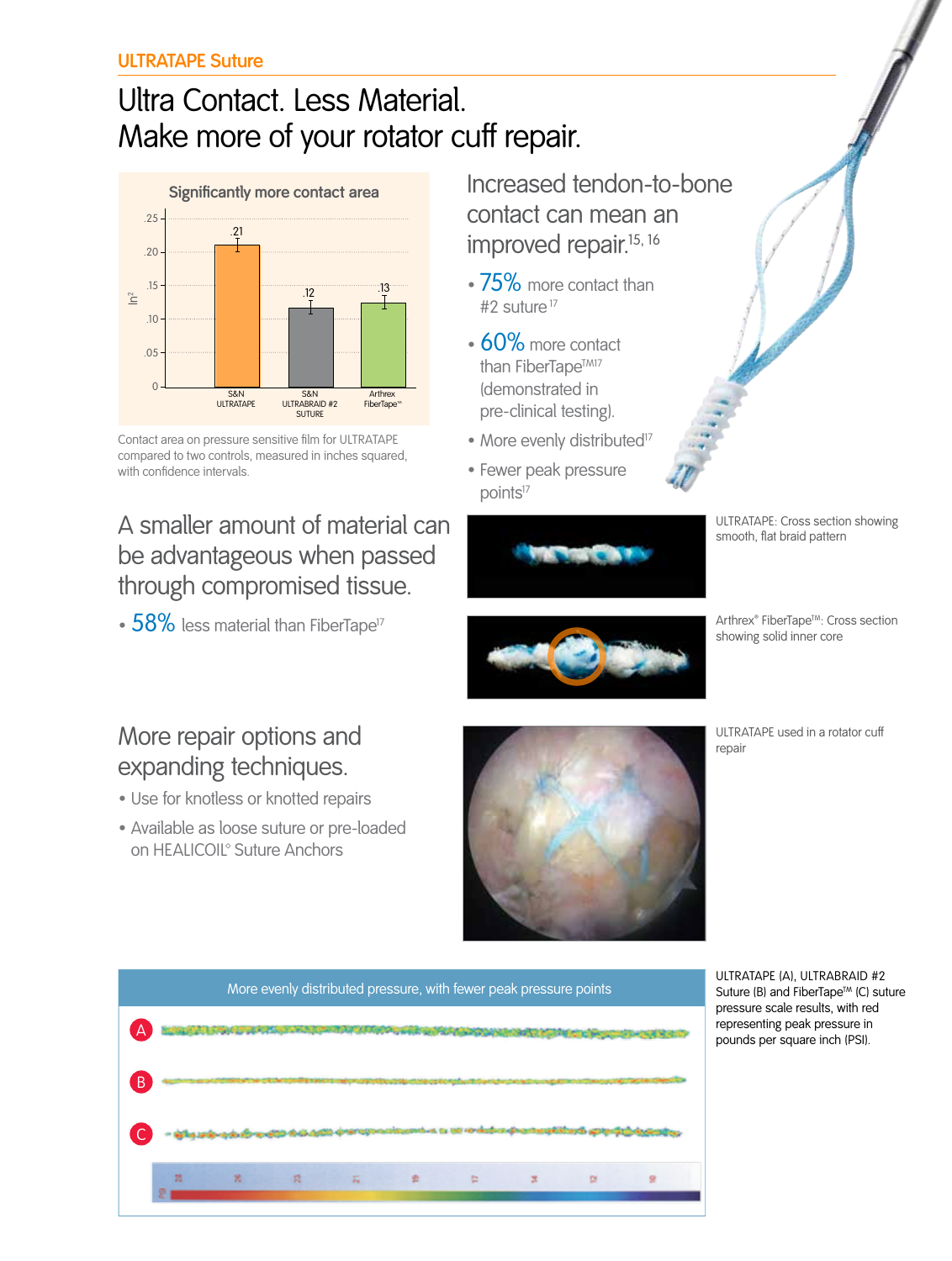ULTRATAPE Suture

# Ultra Contact. Less Material.
# Make more of your rotator cuff repair.

**Significantly more contact area**

| | S&N ULTRATAPE | S&N ULTRABRAID #2 SUTURE | Arthrex FiberTape™ |
|---|---|---|---|
| In² | .21 | .12 | .13 |

Contact area on pressure sensitive film for ULTRATAPE compared to two controls, measured in inches squared, with confidence intervals.

## Increased tendon-to-bone contact can mean an improved repair.[15, 16]

- 75% more contact than #2 suture[17]
- 60% more contact than FiberTape™[17] (demonstrated in pre-clinical testing).
- More evenly distributed[17]
- Fewer peak pressure points[17]

ULTRATAPE: Cross section showing smooth, flat braid pattern

Arthrex® FiberTape™: Cross section showing solid inner core

## A smaller amount of material can be advantageous when passed through compromised tissue.

- 58% less material than FiberTape[17]

ULTRATAPE used in a rotator cuff repair

## More repair options and expanding techniques.

- Use for knotless or knotted repairs
- Available as loose suture or pre-loaded on HEALICOIL◊ Suture Anchors

**More evenly distributed pressure, with fewer peak pressure points**

A

B

C

ULTRATAPE (A), ULTRABRAID #2 Suture (B) and FiberTape™ (C) suture pressure scale results, with red representing peak pressure in pounds per square inch (PSI).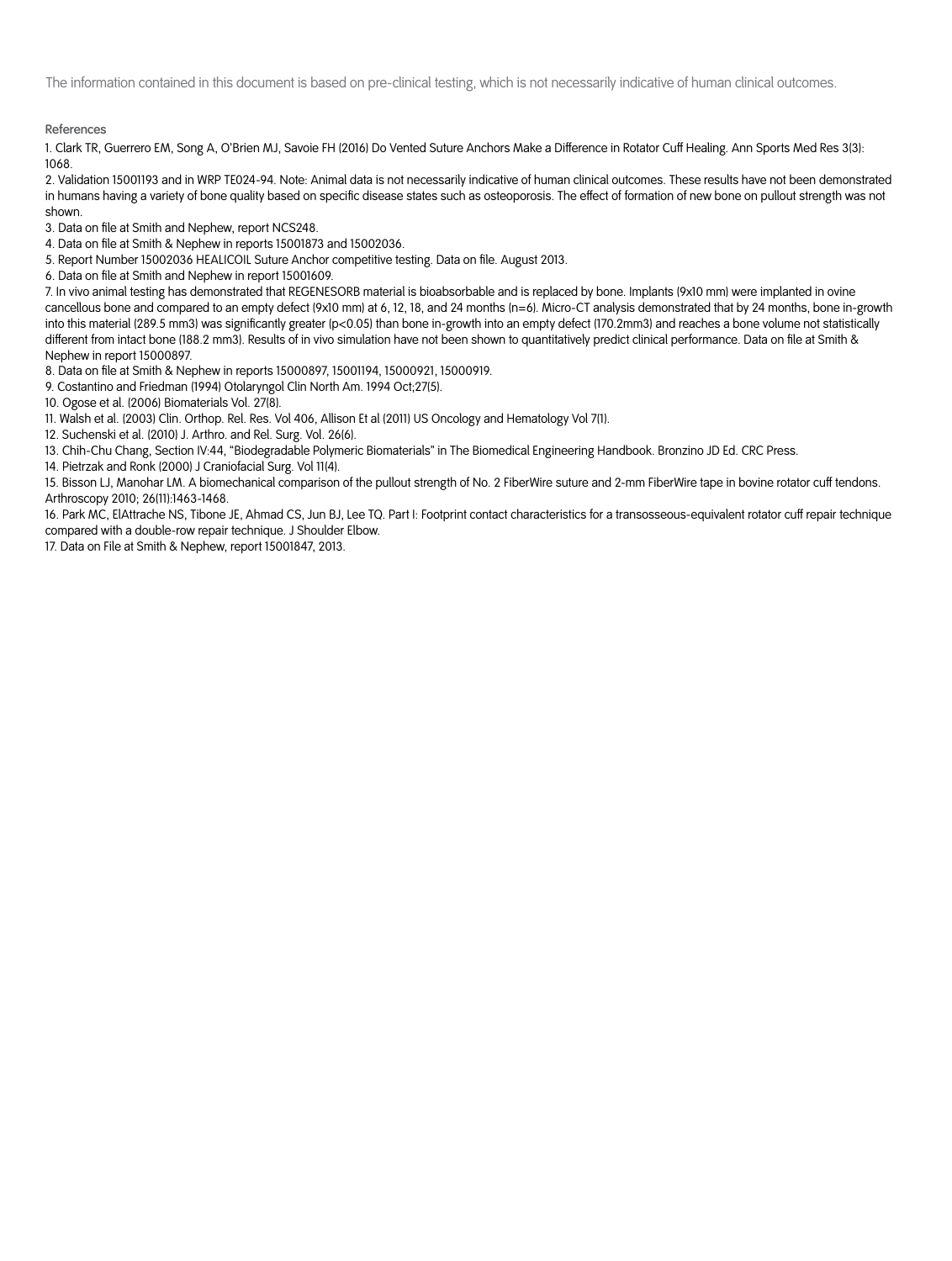The information contained in this document is based on pre-clinical testing, which is not necessarily indicative of human clinical outcomes.

**References**

1. Clark TR, Guerrero EM, Song A, O'Brien MJ, Savoie FH (2016) Do Vented Suture Anchors Make a Difference in Rotator Cuff Healing. Ann Sports Med Res 3(3): 1068.
2. Validation 15001193 and in WRP TE024-94. Note: Animal data is not necessarily indicative of human clinical outcomes. These results have not been demonstrated in humans having a variety of bone quality based on specific disease states such as osteoporosis. The effect of formation of new bone on pullout strength was not shown.
3. Data on file at Smith and Nephew, report NCS248.
4. Data on file at Smith & Nephew in reports 15001873 and 15002036.
5. Report Number 15002036 HEALICOIL Suture Anchor competitive testing. Data on file. August 2013.
6. Data on file at Smith and Nephew in report 15001609.
7. In vivo animal testing has demonstrated that REGENESORB material is bioabsorbable and is replaced by bone. Implants (9x10 mm) were implanted in ovine cancellous bone and compared to an empty defect (9x10 mm) at 6, 12, 18, and 24 months (n=6). Micro-CT analysis demonstrated that by 24 months, bone in-growth into this material (289.5 mm3) was significantly greater ($p<0.05$) than bone in-growth into an empty defect (170.2mm3) and reaches a bone volume not statistically different from intact bone (188.2 mm3). Results of in vivo simulation have not been shown to quantitatively predict clinical performance. Data on file at Smith & Nephew in report 15000897.
8. Data on file at Smith & Nephew in reports 15000897, 15001194, 15000921, 15000919.
9. Costantino and Friedman (1994) Otolaryngol Clin North Am. 1994 Oct;27(5).
10. Ogose et al. (2006) Biomaterials Vol. 27(8).
11. Walsh et al. (2003) Clin. Orthop. Rel. Res. Vol 406, Allison Et al (2011) US Oncology and Hematology Vol 7(1).
12. Suchenski et al. (2010) J. Arthro. and Rel. Surg. Vol. 26(6).
13. Chih-Chu Chang, Section IV:44, "Biodegradable Polymeric Biomaterials" in The Biomedical Engineering Handbook. Bronzino JD Ed. CRC Press.
14. Pietrzak and Ronk (2000) J Craniofacial Surg. Vol 11(4).
15. Bisson LJ, Manohar LM. A biomechanical comparison of the pullout strength of No. 2 FiberWire suture and 2-mm FiberWire tape in bovine rotator cuff tendons. Arthroscopy 2010; 26(11):1463-1468.
16. Park MC, ElAttrache NS, Tibone JE, Ahmad CS, Jun BJ, Lee TQ. Part I: Footprint contact characteristics for a transosseous-equivalent rotator cuff repair technique compared with a double-row repair technique. J Shoulder Elbow.
17. Data on File at Smith & Nephew, report 15001847, 2013.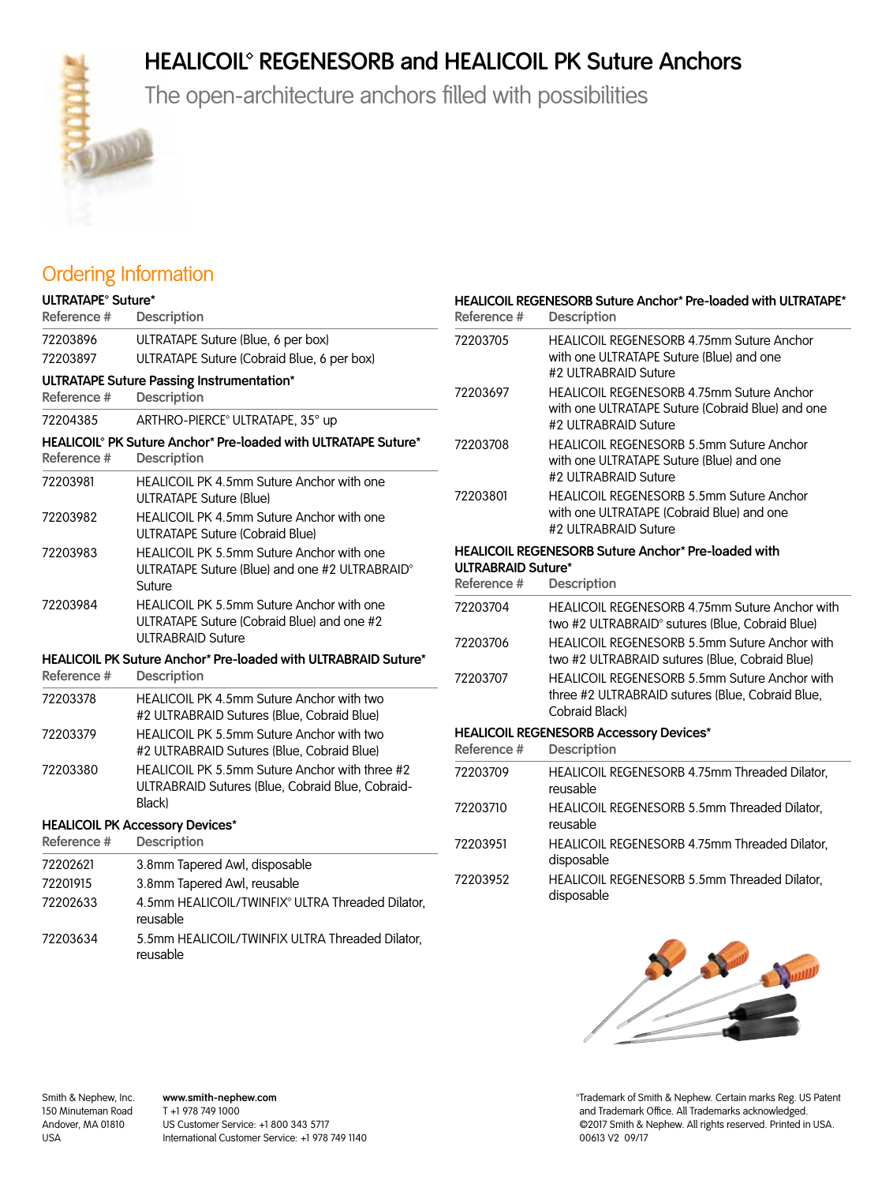# HEALICOIL° REGENESORB and HEALICOIL PK Suture Anchors

The open-architecture anchors filled with possibilities

## Ordering Information

**ULTRATAPE° Suture***

| Reference # | Description |
|---|---|
| 72203896 | ULTRATAPE Suture (Blue, 6 per box) |
| 72203897 | ULTRATAPE Suture (Cobraid Blue, 6 per box) |

**ULTRATAPE Suture Passing Instrumentation***

| Reference # | Description |
|---|---|
| 72204385 | ARTHRO-PIERCE° ULTRATAPE, 35° up |

**HEALICOIL° PK Suture Anchor* Pre-loaded with ULTRATAPE Suture***

| Reference # | Description |
|---|---|
| 72203981 | HEALICOIL PK 4.5mm Suture Anchor with one ULTRATAPE Suture (Blue) |
| 72203982 | HEALICOIL PK 4.5mm Suture Anchor with one ULTRATAPE Suture (Cobraid Blue) |
| 72203983 | HEALICOIL PK 5.5mm Suture Anchor with one ULTRATAPE Suture (Blue) and one #2 ULTRABRAID° Suture |
| 72203984 | HEALICOIL PK 5.5mm Suture Anchor with one ULTRATAPE Suture (Cobraid Blue) and one #2 ULTRABRAID Suture |

**HEALICOIL PK Suture Anchor* Pre-loaded with ULTRABRAID Suture***

| Reference # | Description |
|---|---|
| 72203378 | HEALICOIL PK 4.5mm Suture Anchor with two #2 ULTRABRAID Sutures (Blue, Cobraid Blue) |
| 72203379 | HEALICOIL PK 5.5mm Suture Anchor with two #2 ULTRABRAID Sutures (Blue, Cobraid Blue) |
| 72203380 | HEALICOIL PK 5.5mm Suture Anchor with three #2 ULTRABRAID Sutures (Blue, Cobraid Blue, Cobraid-Black) |

**HEALICOIL PK Accessory Devices***

| Reference # | Description |
|---|---|
| 72202621 | 3.8mm Tapered Awl, disposable |
| 72201915 | 3.8mm Tapered Awl, reusable |
| 72202633 | 4.5mm HEALICOIL/TWINFIX° ULTRA Threaded Dilator, reusable |
| 72203634 | 5.5mm HEALICOIL/TWINFIX ULTRA Threaded Dilator, reusable |

**HEALICOIL REGENESORB Suture Anchor* Pre-loaded with ULTRATAPE***

| Reference # | Description |
|---|---|
| 72203705 | HEALICOIL REGENESORB 4.75mm Suture Anchor with one ULTRATAPE Suture (Blue) and one #2 ULTRABRAID Suture |
| 72203697 | HEALICOIL REGENESORB 4.75mm Suture Anchor with one ULTRATAPE Suture (Cobraid Blue) and one #2 ULTRABRAID Suture |
| 72203708 | HEALICOIL REGENESORB 5.5mm Suture Anchor with one ULTRATAPE Suture (Blue) and one #2 ULTRABRAID Suture |
| 72203801 | HEALICOIL REGENESORB 5.5mm Suture Anchor with one ULTRATAPE (Cobraid Blue) and one #2 ULTRABRAID Suture |

**HEALICOIL REGENESORB Suture Anchor* Pre-loaded with ULTRABRAID Suture***

| Reference # | Description |
|---|---|
| 72203704 | HEALICOIL REGENESORB 4.75mm Suture Anchor with two #2 ULTRABRAID° sutures (Blue, Cobraid Blue) |
| 72203706 | HEALICOIL REGENESORB 5.5mm Suture Anchor with two #2 ULTRABRAID sutures (Blue, Cobraid Blue) |
| 72203707 | HEALICOIL REGENESORB 5.5mm Suture Anchor with three #2 ULTRABRAID sutures (Blue, Cobraid Blue, Cobraid Black) |

**HEALICOIL REGENESORB Accessory Devices***

| Reference # | Description |
|---|---|
| 72203709 | HEALICOIL REGENESORB 4.75mm Threaded Dilator, reusable |
| 72203710 | HEALICOIL REGENESORB 5.5mm Threaded Dilator, reusable |
| 72203951 | HEALICOIL REGENESORB 4.75mm Threaded Dilator, disposable |
| 72203952 | HEALICOIL REGENESORB 5.5mm Threaded Dilator, disposable |

Smith & Nephew, Inc.
150 Minuteman Road
Andover, MA 01810
USA

**www.smith-nephew.com**
T +1 978 749 1000
US Customer Service: +1 800 343 5717
International Customer Service: +1 978 749 1140

°Trademark of Smith & Nephew. Certain marks Reg. US Patent and Trademark Office. All Trademarks acknowledged.
©2017 Smith & Nephew. All rights reserved. Printed in USA.
00613 V2 09/17